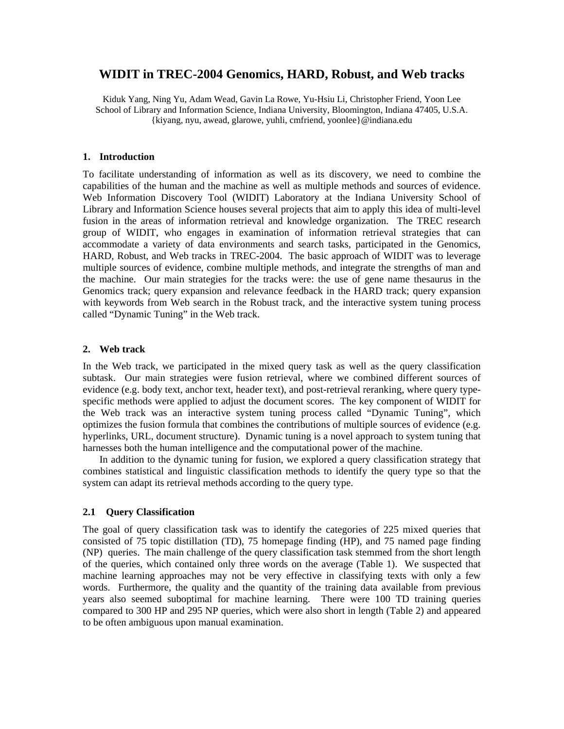# WIDIT in TREC-2004 Genomics, HARD, Robust, and Web tracks

Kiduk Yang, Ning Yu, Adam Wead, Gavin La Rowe, Yu-Hsiu Li, Christopher Friend, Yoon Lee
School of Library and Information Science, Indiana University, Bloomington, Indiana 47405, U.S.A.
{kiyang, nyu, awead, glarowe, yuhli, cmfriend, yoonlee}@indiana.edu

## 1. Introduction

To facilitate understanding of information as well as its discovery, we need to combine the capabilities of the human and the machine as well as multiple methods and sources of evidence. Web Information Discovery Tool (WIDIT) Laboratory at the Indiana University School of Library and Information Science houses several projects that aim to apply this idea of multi-level fusion in the areas of information retrieval and knowledge organization. The TREC research group of WIDIT, who engages in examination of information retrieval strategies that can accommodate a variety of data environments and search tasks, participated in the Genomics, HARD, Robust, and Web tracks in TREC-2004. The basic approach of WIDIT was to leverage multiple sources of evidence, combine multiple methods, and integrate the strengths of man and the machine. Our main strategies for the tracks were: the use of gene name thesaurus in the Genomics track; query expansion and relevance feedback in the HARD track; query expansion with keywords from Web search in the Robust track, and the interactive system tuning process called "Dynamic Tuning" in the Web track.

## 2. Web track

In the Web track, we participated in the mixed query task as well as the query classification subtask. Our main strategies were fusion retrieval, where we combined different sources of evidence (e.g. body text, anchor text, header text), and post-retrieval reranking, where query type-specific methods were applied to adjust the document scores. The key component of WIDIT for the Web track was an interactive system tuning process called "Dynamic Tuning", which optimizes the fusion formula that combines the contributions of multiple sources of evidence (e.g. hyperlinks, URL, document structure). Dynamic tuning is a novel approach to system tuning that harnesses both the human intelligence and the computational power of the machine.

In addition to the dynamic tuning for fusion, we explored a query classification strategy that combines statistical and linguistic classification methods to identify the query type so that the system can adapt its retrieval methods according to the query type.

### 2.1 Query Classification

The goal of query classification task was to identify the categories of 225 mixed queries that consisted of 75 topic distillation (TD), 75 homepage finding (HP), and 75 named page finding (NP) queries. The main challenge of the query classification task stemmed from the short length of the queries, which contained only three words on the average (Table 1). We suspected that machine learning approaches may not be very effective in classifying texts with only a few words. Furthermore, the quality and the quantity of the training data available from previous years also seemed suboptimal for machine learning. There were 100 TD training queries compared to 300 HP and 295 NP queries, which were also short in length (Table 2) and appeared to be often ambiguous upon manual examination.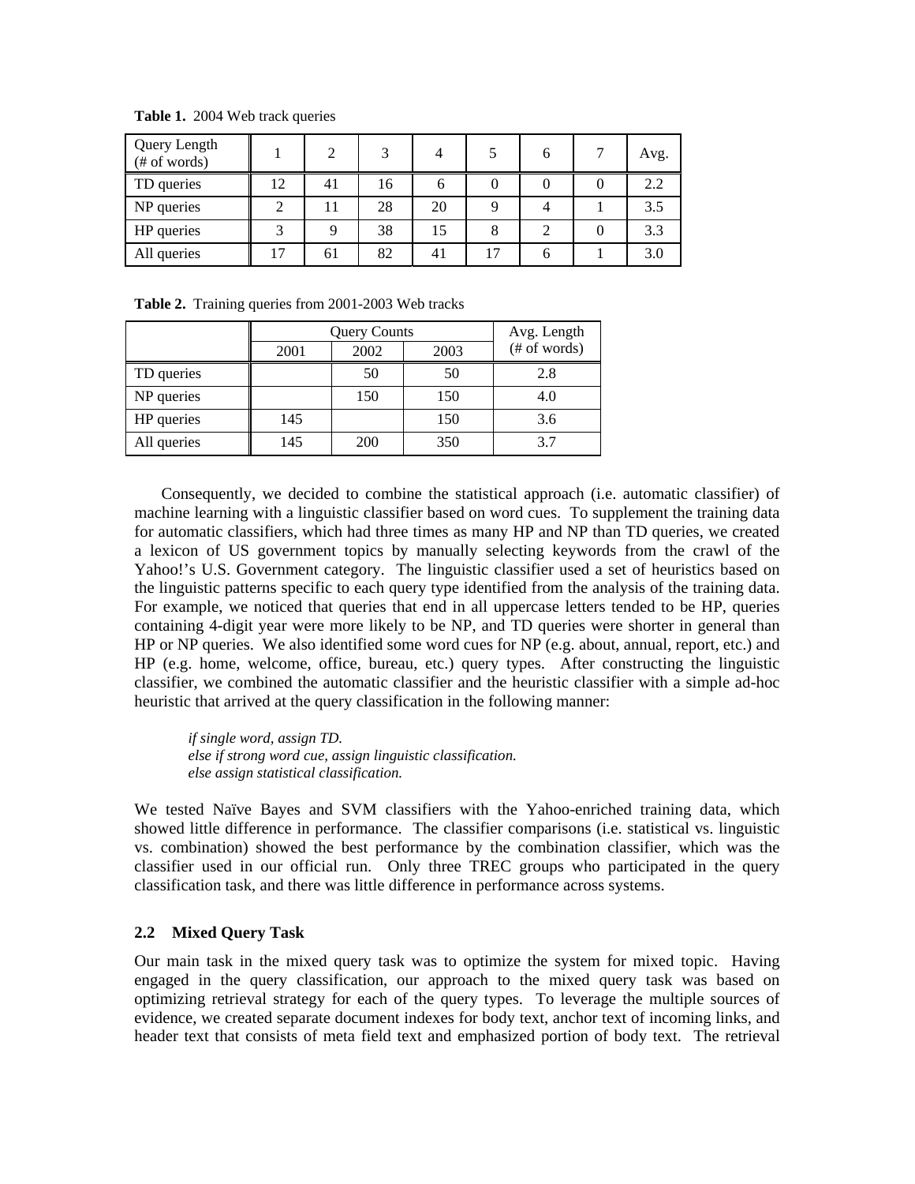**Table 1.** 2004 Web track queries

| Query Length (# of words) | 1 | 2 | 3 | 4 | 5 | 6 | 7 | Avg. |
|---|---|---|---|---|---|---|---|---|
| TD queries | 12 | 41 | 16 | 6 | 0 | 0 | 0 | 2.2 |
| NP queries | 2 | 11 | 28 | 20 | 9 | 4 | 1 | 3.5 |
| HP queries | 3 | 9 | 38 | 15 | 8 | 2 | 0 | 3.3 |
| All queries | 17 | 61 | 82 | 41 | 17 | 6 | 1 | 3.0 |

**Table 2.** Training queries from 2001-2003 Web tracks

| | Query Counts | | | Avg. Length (# of words) |
|---|---|---|---|---|
| | 2001 | 2002 | 2003 | |
| TD queries | | 50 | 50 | 2.8 |
| NP queries | | 150 | 150 | 4.0 |
| HP queries | 145 | | 150 | 3.6 |
| All queries | 145 | 200 | 350 | 3.7 |

Consequently, we decided to combine the statistical approach (i.e. automatic classifier) of machine learning with a linguistic classifier based on word cues. To supplement the training data for automatic classifiers, which had three times as many HP and NP than TD queries, we created a lexicon of US government topics by manually selecting keywords from the crawl of the Yahoo!'s U.S. Government category. The linguistic classifier used a set of heuristics based on the linguistic patterns specific to each query type identified from the analysis of the training data. For example, we noticed that queries that end in all uppercase letters tended to be HP, queries containing 4-digit year were more likely to be NP, and TD queries were shorter in general than HP or NP queries. We also identified some word cues for NP (e.g. about, annual, report, etc.) and HP (e.g. home, welcome, office, bureau, etc.) query types. After constructing the linguistic classifier, we combined the automatic classifier and the heuristic classifier with a simple ad-hoc heuristic that arrived at the query classification in the following manner:

*if single word, assign TD.*
*else if strong word cue, assign linguistic classification.*
*else assign statistical classification.*

We tested Naïve Bayes and SVM classifiers with the Yahoo-enriched training data, which showed little difference in performance. The classifier comparisons (i.e. statistical vs. linguistic vs. combination) showed the best performance by the combination classifier, which was the classifier used in our official run. Only three TREC groups who participated in the query classification task, and there was little difference in performance across systems.

### 2.2 Mixed Query Task

Our main task in the mixed query task was to optimize the system for mixed topic. Having engaged in the query classification, our approach to the mixed query task was based on optimizing retrieval strategy for each of the query types. To leverage the multiple sources of evidence, we created separate document indexes for body text, anchor text of incoming links, and header text that consists of meta field text and emphasized portion of body text. The retrieval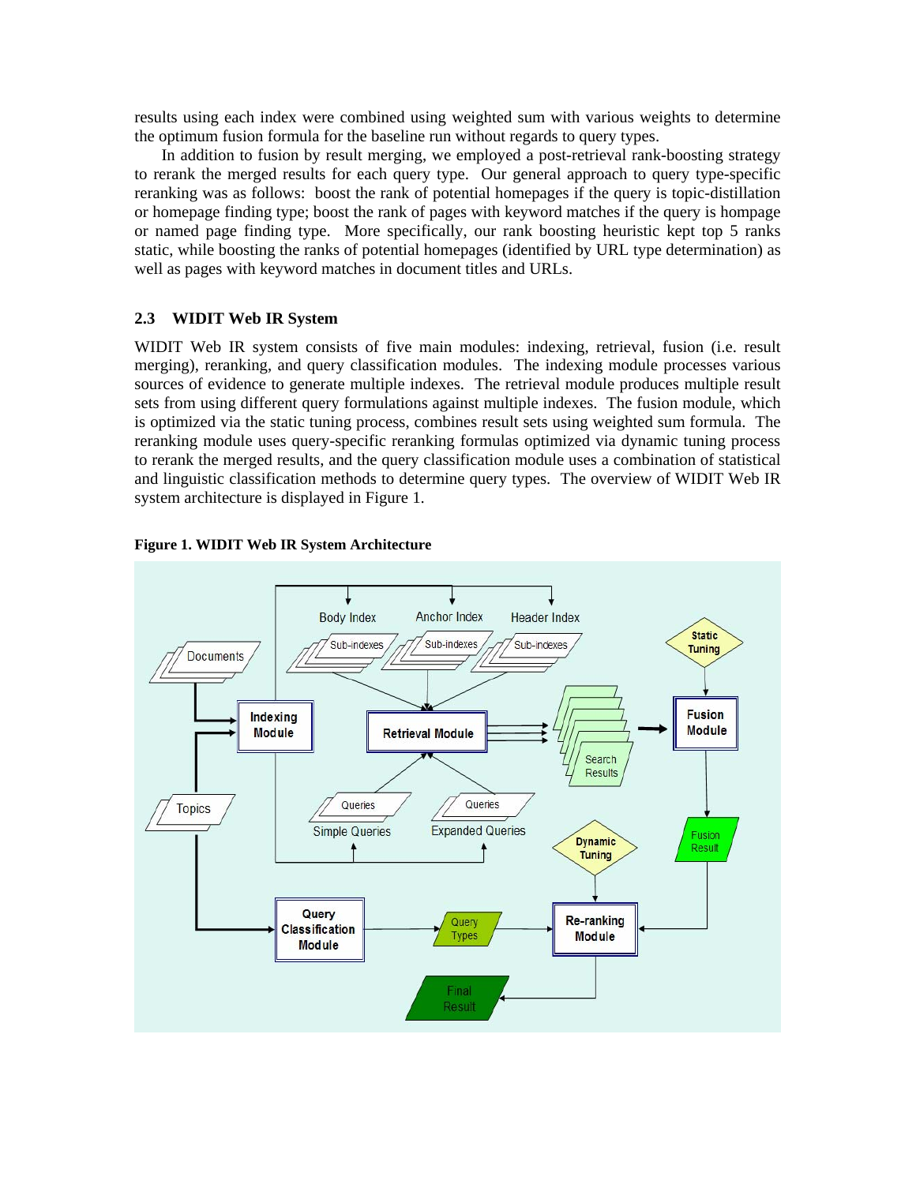results using each index were combined using weighted sum with various weights to determine the optimum fusion formula for the baseline run without regards to query types.

In addition to fusion by result merging, we employed a post-retrieval rank-boosting strategy to rerank the merged results for each query type. Our general approach to query type-specific reranking was as follows: boost the rank of potential homepages if the query is topic-distillation or homepage finding type; boost the rank of pages with keyword matches if the query is hompage or named page finding type. More specifically, our rank boosting heuristic kept top 5 ranks static, while boosting the ranks of potential homepages (identified by URL type determination) as well as pages with keyword matches in document titles and URLs.

### 2.3 WIDIT Web IR System

WIDIT Web IR system consists of five main modules: indexing, retrieval, fusion (i.e. result merging), reranking, and query classification modules. The indexing module processes various sources of evidence to generate multiple indexes. The retrieval module produces multiple result sets from using different query formulations against multiple indexes. The fusion module, which is optimized via the static tuning process, combines result sets using weighted sum formula. The reranking module uses query-specific reranking formulas optimized via dynamic tuning process to rerank the merged results, and the query classification module uses a combination of statistical and linguistic classification methods to determine query types. The overview of WIDIT Web IR system architecture is displayed in Figure 1.

**Figure 1. WIDIT Web IR System Architecture**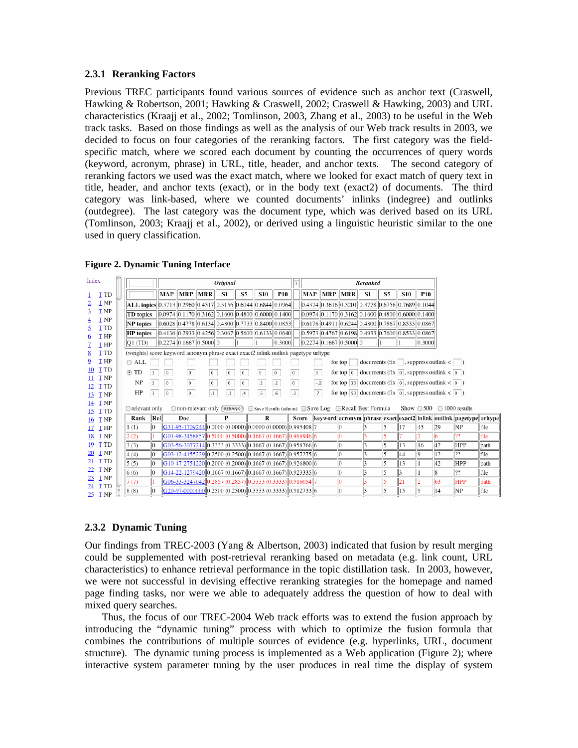### 2.3.1 Reranking Factors

Previous TREC participants found various sources of evidence such as anchor text (Craswell, Hawking & Robertson, 2001; Hawking & Craswell, 2002; Craswell & Hawking, 2003) and URL characteristics (Kraajj et al., 2002; Tomlinson, 2003, Zhang et al., 2003) to be useful in the Web track tasks. Based on those findings as well as the analysis of our Web track results in 2003, we decided to focus on four categories of the reranking factors. The first category was the field-specific match, where we scored each document by counting the occurrences of query words (keyword, acronym, phrase) in URL, title, header, and anchor texts. The second category of reranking factors we used was the exact match, where we looked for exact match of query text in title, header, and anchor texts (exact), or in the body text (exact2) of documents. The third category was link-based, where we counted documents' inlinks (indegree) and outlinks (outdegree). The last category was the document type, which was derived based on its URL (Tomlinson, 2003; Kraajj et al., 2002), or derived using a linguistic heuristic similar to the one used in query classification.

**Figure 2. Dynamic Tuning Interface**

Index: 1 T TD, 2 T NP, 3 T NP, 4 T NP, 5 T TD, 6 T HP, 7 T HP, 8 T TD, 9 T HP, 10 T TD, 11 T NP, 12 T TD, 13 T NP, 14 T NP, 15 T TD, 16 T NP, 17 T HP, 18 T NP, 19 T TD, 20 T NP, 21 T TD, 22 T NP, 23 T NP, 24 T TD, 25 T NP

| | *Original* | | | | | | | *Reranked* | | | | | | |
|---|---|---|---|---|---|---|---|---|---|---|---|---|---|---|
| | MAP | MRP | MRR | S1 | S5 | S10 | P10 | MAP | MRP | MRR | S1 | S5 | S10 | P10 |
| ALL topics | 0.3713 | 0.2960 | 0.4517 | 0.3156 | 0.6044 | 0.6844 | 0.0964 | 0.4374 | 0.3616 | 0.5201 | 0.3778 | 0.6756 | 0.7689 | 0.1044 |
| TD topics | 0.0974 | 0.1170 | 0.3162 | 0.1600 | 0.4800 | 0.6000 | 0.1400 | 0.0974 | 0.1170 | 0.3162 | 0.1600 | 0.4800 | 0.6000 | 0.1400 |
| NP topics | 0.6028 | 0.4778 | 0.6134 | 0.4800 | 0.7733 | 0.8400 | 0.0853 | 0.6176 | 0.4911 | 0.6244 | 0.4800 | 0.7867 | 0.8533 | 0.0867 |
| HP topics | 0.4136 | 0.2933 | 0.4256 | 0.3067 | 0.5600 | 0.6133 | 0.0640 | 0.5973 | 0.4767 | 0.6198 | 0.4933 | 0.7600 | 0.8533 | 0.0867 |
| Q1 (TD) | 0.2274 | 0.1667 | 0.5000 | 0 | 1 | 1 | 0.3000 | 0.2274 | 0.1667 | 0.5000 | 0 | 1 | 1 | 0.3000 |

| (weights) | score | keyword | acronym | phrase | exact | exact2 | inlink | outlink | pagetype | urltype | |
|---|---|---|---|---|---|---|---|---|---|---|---|
| ○ ALL | | | | | | | | | | | for top documents (fix , suppress outlink < ) |
| ⊙ TD | 1 | 0 | 0 | 0 | 0 | 0 | 0 | 0 | 0 | 0 | for top 0 documents (fix 0, suppress outlink < 0) |
| NP | 1 | 0 | 0 | 0 | 0 | 0 | .2 | .2 | 0 | -.2 | for top 30 documents (fix 0, suppress outlink < 0) |
| HP | 1 | 0 | 0 | .1 | .1 | .4 | .6 | .6 | .2 | .7 | for top 50 documents (fix 0, suppress outlink < 0) |

○relevant only ○non-relevant only RERANK ☐Save Results (admin) ☐Save Log ☐Recall Best Formula Show ○500 ○1000 results

| Rank | Rel | Doc | P | R | Score | keyword | acronym | phrase | exact | exact2 | inlink | outlink | pagetype | urltype |
|---|---|---|---|---|---|---|---|---|---|---|---|---|---|---|
| 1 (1) | 0 | G31-95-1709244 | 0.0000 (0.0000) | 0.0000 (0.0000) | 0.995408 | 7 | 0 | 3 | 5 | 17 | 45 | 29 | NP | file |
| 2 (2) | 1 | G01-98-3458857 | 0.5000 (0.5000) | 0.1667 (0.1667) | 0.968946 | 6 | 0 | 3 | 5 | 7 | 2 | 6 | ?? | file |
| 3 (3) | 0 | G03-56-3077214 | 0.3333 (0.3333) | 0.1667 (0.1667) | 0.958766 | 6 | 0 | 3 | 5 | 13 | 16 | 42 | HPP | path |
| 4 (4) | 0 | G03-12-4155229 | 0.2500 (0.2500) | 0.1667 (0.1667) | 0.957275 | 6 | 0 | 3 | 5 | 44 | 9 | 12 | ?? | file |
| 5 (5) | 0 | G10-47-2751220 | 0.2000 (0.2000) | 0.1667 (0.1667) | 0.926800 | 6 | 0 | 3 | 5 | 13 | 1 | 42 | HPP | path |
| 6 (6) | 0 | G14-22-1279420 | 0.1667 (0.1667) | 0.1667 (0.1667) | 0.923335 | 6 | 0 | 3 | 5 | 3 | 1 | 8 | ?? | file |
| 7 (7) | 1 | G06-33-3247042 | 0.2857 (0.2857) | 0.3333 (0.3333) | 0.916054 | 7 | 0 | 3 | 5 | 21 | 2 | 63 | HPP | path |
| 8 (8) | 0 | G20-97-0000000 | 0.2500 (0.2500) | 0.3333 (0.3333) | 0.912733 | 6 | 0 | 3 | 5 | 15 | 9 | 14 | NP | file |

### 2.3.2 Dynamic Tuning

Our findings from TREC-2003 (Yang & Albertson, 2003) indicated that fusion by result merging could be supplemented with post-retrieval reranking based on metadata (e.g. link count, URL characteristics) to enhance retrieval performance in the topic distillation task. In 2003, however, we were not successful in devising effective reranking strategies for the homepage and named page finding tasks, nor were we able to adequately address the question of how to deal with mixed query searches.

Thus, the focus of our TREC-2004 Web track efforts was to extend the fusion approach by introducing the "dynamic tuning" process with which to optimize the fusion formula that combines the contributions of multiple sources of evidence (e.g. hyperlinks, URL, document structure). The dynamic tuning process is implemented as a Web application (Figure 2); where interactive system parameter tuning by the user produces in real time the display of system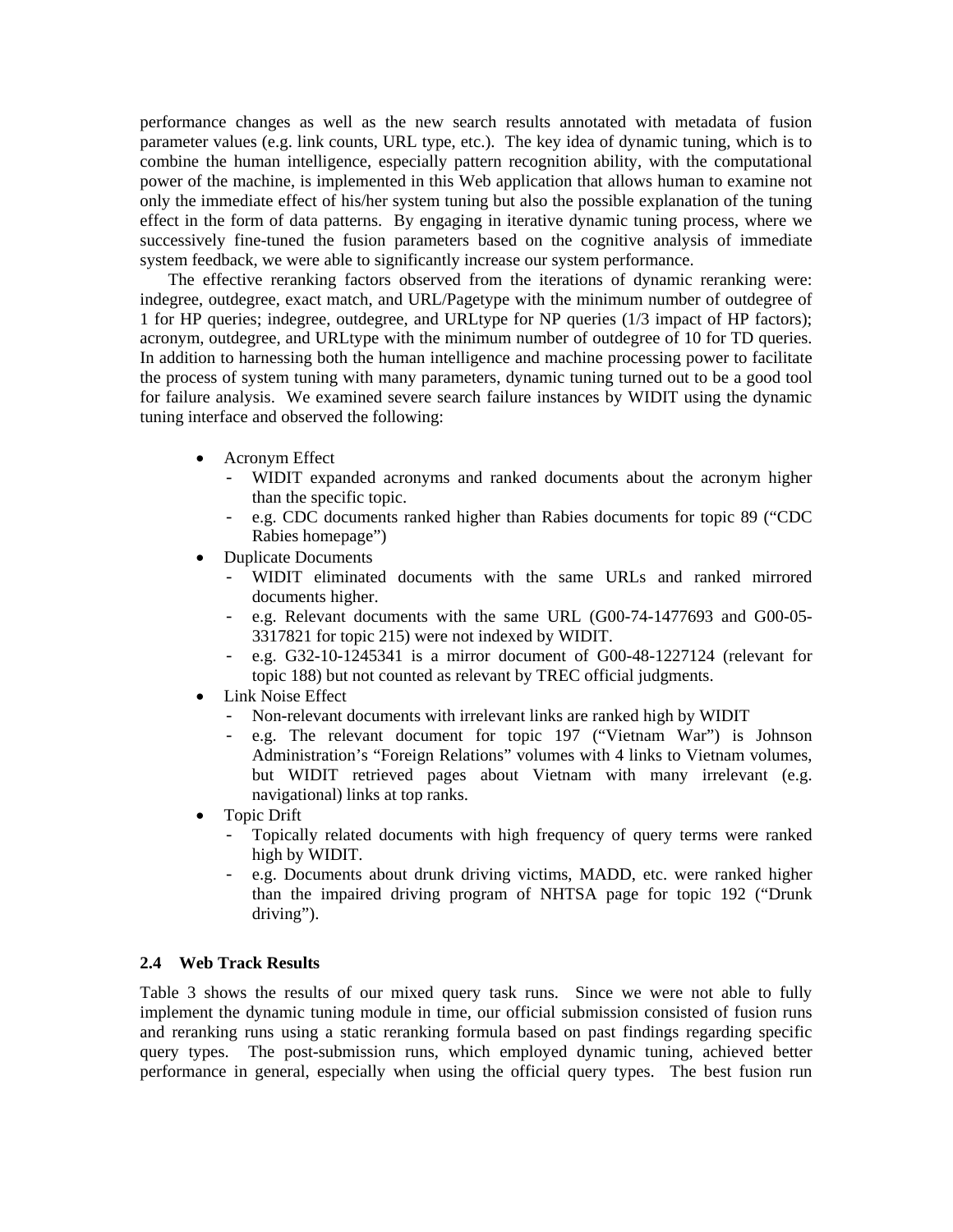performance changes as well as the new search results annotated with metadata of fusion parameter values (e.g. link counts, URL type, etc.). The key idea of dynamic tuning, which is to combine the human intelligence, especially pattern recognition ability, with the computational power of the machine, is implemented in this Web application that allows human to examine not only the immediate effect of his/her system tuning but also the possible explanation of the tuning effect in the form of data patterns. By engaging in iterative dynamic tuning process, where we successively fine-tuned the fusion parameters based on the cognitive analysis of immediate system feedback, we were able to significantly increase our system performance.

The effective reranking factors observed from the iterations of dynamic reranking were: indegree, outdegree, exact match, and URL/Pagetype with the minimum number of outdegree of 1 for HP queries; indegree, outdegree, and URLtype for NP queries (1/3 impact of HP factors); acronym, outdegree, and URLtype with the minimum number of outdegree of 10 for TD queries. In addition to harnessing both the human intelligence and machine processing power to facilitate the process of system tuning with many parameters, dynamic tuning turned out to be a good tool for failure analysis. We examined severe search failure instances by WIDIT using the dynamic tuning interface and observed the following:

- Acronym Effect
  - WIDIT expanded acronyms and ranked documents about the acronym higher than the specific topic.
  - e.g. CDC documents ranked higher than Rabies documents for topic 89 ("CDC Rabies homepage")
- Duplicate Documents
  - WIDIT eliminated documents with the same URLs and ranked mirrored documents higher.
  - e.g. Relevant documents with the same URL (G00-74-1477693 and G00-05-3317821 for topic 215) were not indexed by WIDIT.
  - e.g. G32-10-1245341 is a mirror document of G00-48-1227124 (relevant for topic 188) but not counted as relevant by TREC official judgments.
- Link Noise Effect
  - Non-relevant documents with irrelevant links are ranked high by WIDIT
  - e.g. The relevant document for topic 197 ("Vietnam War") is Johnson Administration's "Foreign Relations" volumes with 4 links to Vietnam volumes, but WIDIT retrieved pages about Vietnam with many irrelevant (e.g. navigational) links at top ranks.
- Topic Drift
  - Topically related documents with high frequency of query terms were ranked high by WIDIT.
  - e.g. Documents about drunk driving victims, MADD, etc. were ranked higher than the impaired driving program of NHTSA page for topic 192 ("Drunk driving").

### 2.4 Web Track Results

Table 3 shows the results of our mixed query task runs. Since we were not able to fully implement the dynamic tuning module in time, our official submission consisted of fusion runs and reranking runs using a static reranking formula based on past findings regarding specific query types. The post-submission runs, which employed dynamic tuning, achieved better performance in general, especially when using the official query types. The best fusion run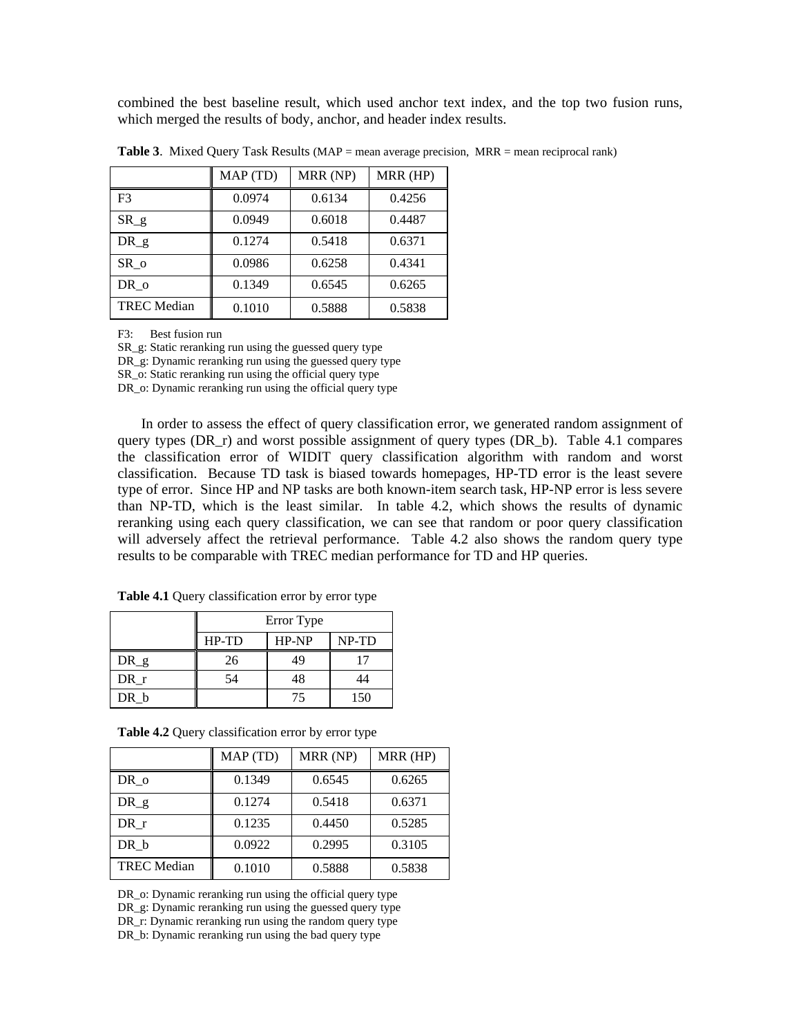combined the best baseline result, which used anchor text index, and the top two fusion runs, which merged the results of body, anchor, and header index results.

**Table 3**. Mixed Query Task Results (MAP = mean average precision, MRR = mean reciprocal rank)

| | MAP (TD) | MRR (NP) | MRR (HP) |
|---|---|---|---|
| F3 | 0.0974 | 0.6134 | 0.4256 |
| SR_g | 0.0949 | 0.6018 | 0.4487 |
| DR_g | 0.1274 | 0.5418 | 0.6371 |
| SR_o | 0.0986 | 0.6258 | 0.4341 |
| DR_o | 0.1349 | 0.6545 | 0.6265 |
| TREC Median | 0.1010 | 0.5888 | 0.5838 |

F3: Best fusion run
SR_g: Static reranking run using the guessed query type
DR_g: Dynamic reranking run using the guessed query type
SR_o: Static reranking run using the official query type
DR_o: Dynamic reranking run using the official query type

In order to assess the effect of query classification error, we generated random assignment of query types (DR_r) and worst possible assignment of query types (DR_b). Table 4.1 compares the classification error of WIDIT query classification algorithm with random and worst classification. Because TD task is biased towards homepages, HP-TD error is the least severe type of error. Since HP and NP tasks are both known-item search task, HP-NP error is less severe than NP-TD, which is the least similar. In table 4.2, which shows the results of dynamic reranking using each query classification, we can see that random or poor query classification will adversely affect the retrieval performance. Table 4.2 also shows the random query type results to be comparable with TREC median performance for TD and HP queries.

**Table 4.1** Query classification error by error type

| | Error Type | | |
|---|---|---|---|
| | HP-TD | HP-NP | NP-TD |
| DR_g | 26 | 49 | 17 |
| DR_r | 54 | 48 | 44 |
| DR_b | | 75 | 150 |

**Table 4.2** Query classification error by error type

| | MAP (TD) | MRR (NP) | MRR (HP) |
|---|---|---|---|
| DR_o | 0.1349 | 0.6545 | 0.6265 |
| DR_g | 0.1274 | 0.5418 | 0.6371 |
| DR_r | 0.1235 | 0.4450 | 0.5285 |
| DR_b | 0.0922 | 0.2995 | 0.3105 |
| TREC Median | 0.1010 | 0.5888 | 0.5838 |

DR_o: Dynamic reranking run using the official query type
DR_g: Dynamic reranking run using the guessed query type
DR_r: Dynamic reranking run using the random query type
DR_b: Dynamic reranking run using the bad query type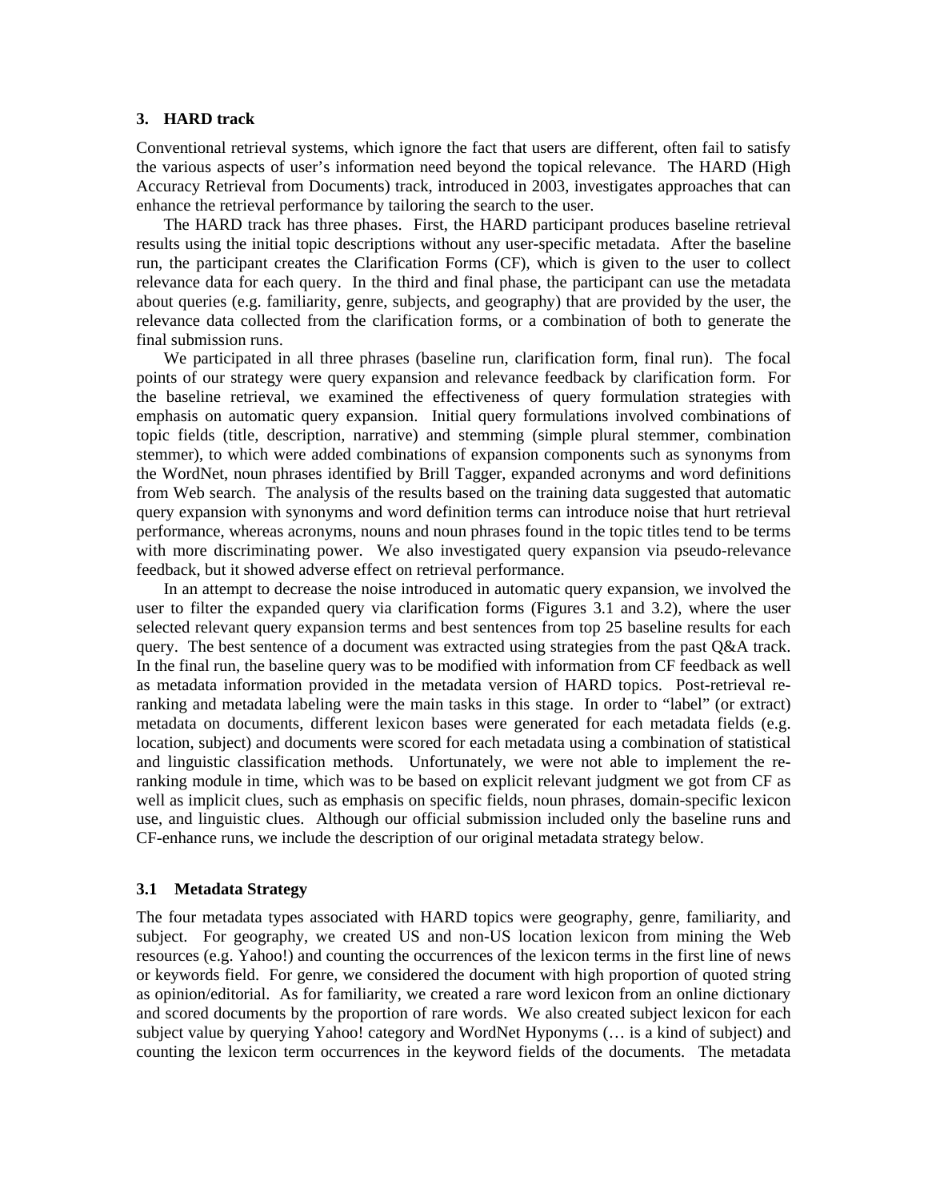## 3. HARD track

Conventional retrieval systems, which ignore the fact that users are different, often fail to satisfy the various aspects of user's information need beyond the topical relevance. The HARD (High Accuracy Retrieval from Documents) track, introduced in 2003, investigates approaches that can enhance the retrieval performance by tailoring the search to the user.

The HARD track has three phases. First, the HARD participant produces baseline retrieval results using the initial topic descriptions without any user-specific metadata. After the baseline run, the participant creates the Clarification Forms (CF), which is given to the user to collect relevance data for each query. In the third and final phase, the participant can use the metadata about queries (e.g. familiarity, genre, subjects, and geography) that are provided by the user, the relevance data collected from the clarification forms, or a combination of both to generate the final submission runs.

We participated in all three phrases (baseline run, clarification form, final run). The focal points of our strategy were query expansion and relevance feedback by clarification form. For the baseline retrieval, we examined the effectiveness of query formulation strategies with emphasis on automatic query expansion. Initial query formulations involved combinations of topic fields (title, description, narrative) and stemming (simple plural stemmer, combination stemmer), to which were added combinations of expansion components such as synonyms from the WordNet, noun phrases identified by Brill Tagger, expanded acronyms and word definitions from Web search. The analysis of the results based on the training data suggested that automatic query expansion with synonyms and word definition terms can introduce noise that hurt retrieval performance, whereas acronyms, nouns and noun phrases found in the topic titles tend to be terms with more discriminating power. We also investigated query expansion via pseudo-relevance feedback, but it showed adverse effect on retrieval performance.

In an attempt to decrease the noise introduced in automatic query expansion, we involved the user to filter the expanded query via clarification forms (Figures 3.1 and 3.2), where the user selected relevant query expansion terms and best sentences from top 25 baseline results for each query. The best sentence of a document was extracted using strategies from the past Q&A track. In the final run, the baseline query was to be modified with information from CF feedback as well as metadata information provided in the metadata version of HARD topics. Post-retrieval re-ranking and metadata labeling were the main tasks in this stage. In order to "label" (or extract) metadata on documents, different lexicon bases were generated for each metadata fields (e.g. location, subject) and documents were scored for each metadata using a combination of statistical and linguistic classification methods. Unfortunately, we were not able to implement the re-ranking module in time, which was to be based on explicit relevant judgment we got from CF as well as implicit clues, such as emphasis on specific fields, noun phrases, domain-specific lexicon use, and linguistic clues. Although our official submission included only the baseline runs and CF-enhance runs, we include the description of our original metadata strategy below.

### 3.1 Metadata Strategy

The four metadata types associated with HARD topics were geography, genre, familiarity, and subject. For geography, we created US and non-US location lexicon from mining the Web resources (e.g. Yahoo!) and counting the occurrences of the lexicon terms in the first line of news or keywords field. For genre, we considered the document with high proportion of quoted string as opinion/editorial. As for familiarity, we created a rare word lexicon from an online dictionary and scored documents by the proportion of rare words. We also created subject lexicon for each subject value by querying Yahoo! category and WordNet Hyponyms (… is a kind of subject) and counting the lexicon term occurrences in the keyword fields of the documents. The metadata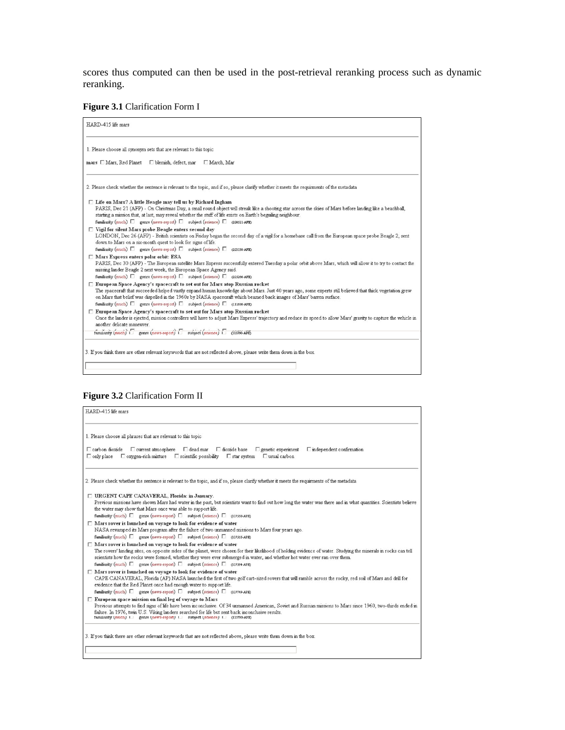scores thus computed can then be used in the post-retrieval reranking process such as dynamic reranking.

**Figure 3.1** Clarification Form I

HARD-415 life mars

1. Please choose all synonym sets that are relevant to this topic

mars ☐ Mars, Red Planet ☐ blemish, defect, mar ☐ March, Mar

2. Please check whether the sentence is relevant to the topic, and if so, please clarify whether it meets the requirments of the metadata

☐ **Life on Mars? A little Beagle may tell us by Richard Ingham**
PARIS, Dec 21 (AFP) - On Christmas Day, a small round object will streak like a shooting star across the skies of Mars before landing like a beachball, starting a mission that, at last, may reveal whether the stuff of life exists on Earth's beguiling neighbour.
familiarity (much) ☐ genre (news-report) ☐ subject (science) ☐ (220521-AFE)

☐ **Vigil for silent Mars probe Beagle enters second day**
LONDON, Dec 26 (AFP) - British scientists on Friday began the second day of a vigil for a homebase call from the European space probe Beagle 2, sent down to Mars on a six-month quest to look for signs of life.
familiarity (much) ☐ genre (news-report) ☐ subject (science) ☐ (223138-AFE)

☐ **Mars Express enters polar orbit: ESA**
PARIS, Dec 30 (AFP) - The European satellite Mars Express successfully entered Tuesday a polar orbit above Mars, which will allow it to try to contact the missing lander Beagle 2 next week, the European Space Agency said.
familiarity (much) ☐ genre (news-report) ☐ subject (science) ☐ (225266-AFE)

☐ **European Space Agency's spacecraft to set out for Mars atop Russian rocket**
The spacecraft that succeeded helped vastly expand human knowledge about Mars. Just 40 years ago, some experts still believed that thick vegetation grew on Mars that belief was dispelled in the 1960s by NASA spacecraft which beamed back images of Mars' barren surface.
familiarity (much) ☐ genre (news-report) ☐ subject (science) ☐ (111680-APE)

☐ **European Space Agency's spacecraft to set out for Mars atop Russian rocket**
Once the lander is ejected, mission controllers will have to adjust Mars Express' trajectory and reduce its speed to allow Mars' gravity to capture the vehicle in another delicate maneuver.
familiarity (much) ☐ genre (news-report) ☐ subject (science) ☐ (115790-APE)

3. If you think there are other relevant keywords that are not reflected above, please write them down in the box.

**Figure 3.2** Clarification Form II

HARD-415 life mars

1. Please choose all phrases that are relevant to this topic

☐ carbon dioxide ☐ current atmosphere ☐ dead mar ☐ dioxide base ☐ genetic experiment ☐ independent confirmation
☐ only place ☐ oxygen-rich mixture ☐ scientific possibility ☐ star system ☐ usual carbon

2. Please check whether the sentence is relevant to the topic, and if so, please clarify whether it meets the requirments of the metadata

☐ **URGENT CAPE CANAVERAL, Florida: in January.**
Previous missions have shown Mars had water in the past, but scientists want to find out how long the water was there and in what quantities. Scientists believe the water may show that Mars once was able to support life.
familiarity (much) ☐ genre (news-report) ☐ subject (science) ☐ (137550-APE)

☐ **Mars rover is launched on voyage to look for evidence of water**
NASA revamped its Mars program after the failure of two unmanned missions to Mars four years ago.
familiarity (much) ☐ genre (news-report) ☐ subject (science) ☐ (137555-APE)

☐ **Mars rover is launched on voyage to look for evidence of water**
The rovers' landing sites, on opposite sides of the planet, were chosen for their likelihood of holding evidence of water. Studying the minerals in rocks can tell scientists how the rocks were formed, whether they were ever submerged in water, and whether hot water ever ran over them.
familiarity (much) ☐ genre (news-report) ☐ subject (science) ☐ (137594-APE)

☐ **Mars rover is launched on voyage to look for evidence of water**
CAPE CANAVERAL, Florida (AP) NASA launched the first of two golf cart-sized rovers that will ramble across the rocky, red soil of Mars and drill for evidence that the Red Planet once had enough water to support life.
familiarity (much) ☐ genre (news-report) ☐ subject (science) ☐ (137759-APE)

☐ **European space mission on final leg of voyage to Mars**
Previous attempts to find signs of life have been inconclusive. Of 34 unmanned American, Soviet and Russian missions to Mars since 1960, two-thirds ended in failure. In 1976, twin U.S. Viking landers searched for life but sent back inconclusive results.
familiarity (much) ☐ genre (news-report) ☐ subject (science) ☐ (115790-APE)

3. If you think there are other relevant keywords that are not reflected above, please write them down in the box.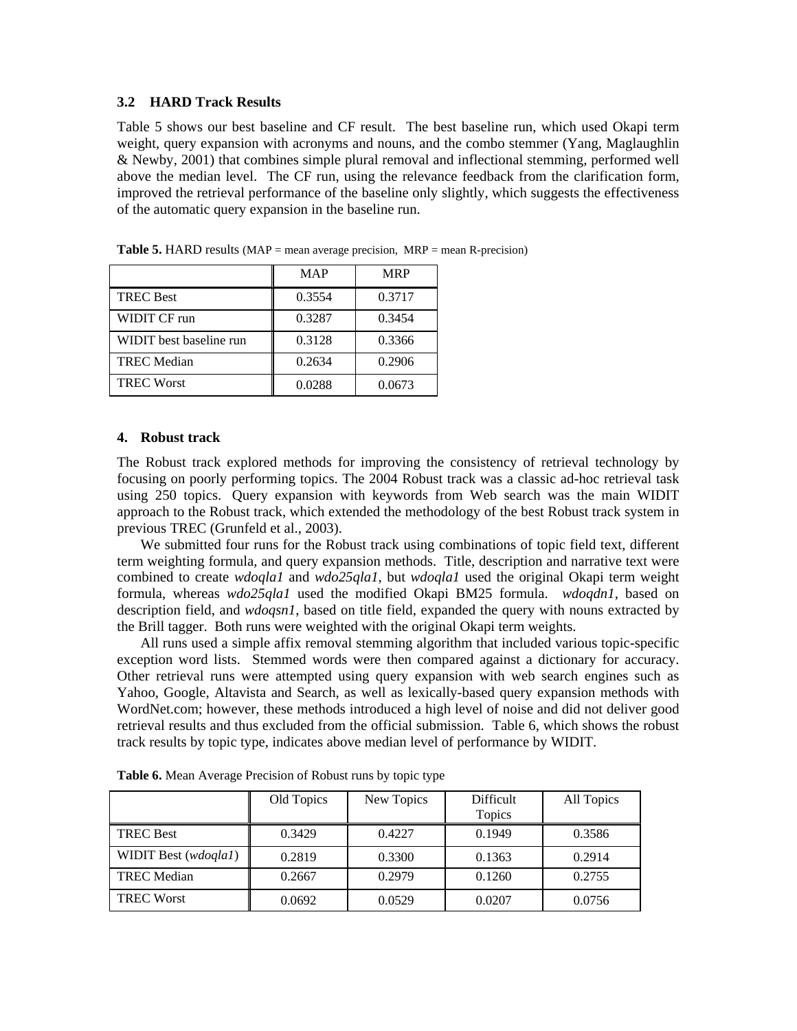### 3.2 HARD Track Results

Table 5 shows our best baseline and CF result. The best baseline run, which used Okapi term weight, query expansion with acronyms and nouns, and the combo stemmer (Yang, Maglaughlin & Newby, 2001) that combines simple plural removal and inflectional stemming, performed well above the median level. The CF run, using the relevance feedback from the clarification form, improved the retrieval performance of the baseline only slightly, which suggests the effectiveness of the automatic query expansion in the baseline run.

**Table 5.** HARD results (MAP = mean average precision, MRP = mean R-precision)

| | MAP | MRP |
|---|---|---|
| TREC Best | 0.3554 | 0.3717 |
| WIDIT CF run | 0.3287 | 0.3454 |
| WIDIT best baseline run | 0.3128 | 0.3366 |
| TREC Median | 0.2634 | 0.2906 |
| TREC Worst | 0.0288 | 0.0673 |

## 4. Robust track

The Robust track explored methods for improving the consistency of retrieval technology by focusing on poorly performing topics. The 2004 Robust track was a classic ad-hoc retrieval task using 250 topics. Query expansion with keywords from Web search was the main WIDIT approach to the Robust track, which extended the methodology of the best Robust track system in previous TREC (Grunfeld et al., 2003).

We submitted four runs for the Robust track using combinations of topic field text, different term weighting formula, and query expansion methods. Title, description and narrative text were combined to create *wdoqla1* and *wdo25qla1*, but *wdoqla1* used the original Okapi term weight formula, whereas *wdo25qla1* used the modified Okapi BM25 formula. *wdoqdn1*, based on description field, and *wdoqsn1*, based on title field, expanded the query with nouns extracted by the Brill tagger. Both runs were weighted with the original Okapi term weights.

All runs used a simple affix removal stemming algorithm that included various topic-specific exception word lists. Stemmed words were then compared against a dictionary for accuracy. Other retrieval runs were attempted using query expansion with web search engines such as Yahoo, Google, Altavista and Search, as well as lexically-based query expansion methods with WordNet.com; however, these methods introduced a high level of noise and did not deliver good retrieval results and thus excluded from the official submission. Table 6, which shows the robust track results by topic type, indicates above median level of performance by WIDIT.

**Table 6.** Mean Average Precision of Robust runs by topic type

| | Old Topics | New Topics | Difficult Topics | All Topics |
|---|---|---|---|---|
| TREC Best | 0.3429 | 0.4227 | 0.1949 | 0.3586 |
| WIDIT Best (*wdoqla1*) | 0.2819 | 0.3300 | 0.1363 | 0.2914 |
| TREC Median | 0.2667 | 0.2979 | 0.1260 | 0.2755 |
| TREC Worst | 0.0692 | 0.0529 | 0.0207 | 0.0756 |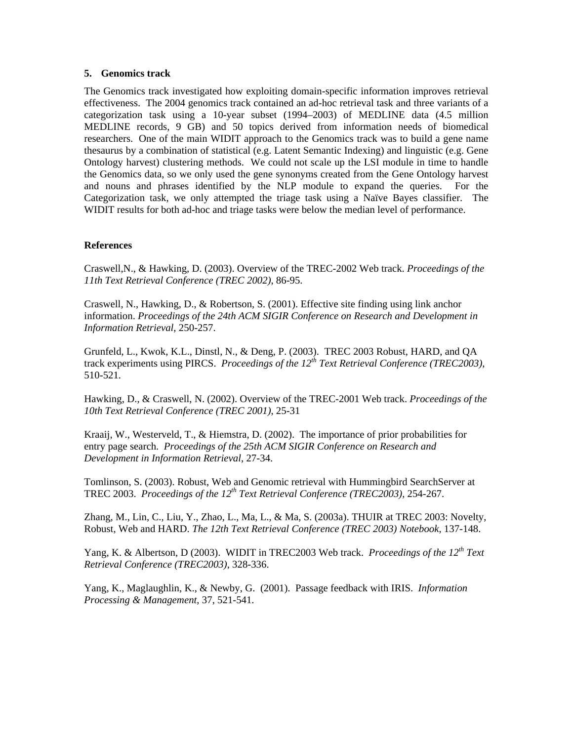## 5. Genomics track

The Genomics track investigated how exploiting domain-specific information improves retrieval effectiveness. The 2004 genomics track contained an ad-hoc retrieval task and three variants of a categorization task using a 10-year subset (1994–2003) of MEDLINE data (4.5 million MEDLINE records, 9 GB) and 50 topics derived from information needs of biomedical researchers. One of the main WIDIT approach to the Genomics track was to build a gene name thesaurus by a combination of statistical (e.g. Latent Semantic Indexing) and linguistic (e.g. Gene Ontology harvest) clustering methods. We could not scale up the LSI module in time to handle the Genomics data, so we only used the gene synonyms created from the Gene Ontology harvest and nouns and phrases identified by the NLP module to expand the queries. For the Categorization task, we only attempted the triage task using a Naïve Bayes classifier. The WIDIT results for both ad-hoc and triage tasks were below the median level of performance.

## References

Craswell,N., & Hawking, D. (2003). Overview of the TREC-2002 Web track. *Proceedings of the 11th Text Retrieval Conference (TREC 2002)*, 86-95.

Craswell, N., Hawking, D., & Robertson, S. (2001). Effective site finding using link anchor information. *Proceedings of the 24th ACM SIGIR Conference on Research and Development in Information Retrieval*, 250-257.

Grunfeld, L., Kwok, K.L., Dinstl, N., & Deng, P. (2003). TREC 2003 Robust, HARD, and QA track experiments using PIRCS. *Proceedings of the 12th Text Retrieval Conference (TREC2003)*, 510-521.

Hawking, D., & Craswell, N. (2002). Overview of the TREC-2001 Web track. *Proceedings of the 10th Text Retrieval Conference (TREC 2001)*, 25-31

Kraaij, W., Westerveld, T., & Hiemstra, D. (2002). The importance of prior probabilities for entry page search. *Proceedings of the 25th ACM SIGIR Conference on Research and Development in Information Retrieval*, 27-34.

Tomlinson, S. (2003). Robust, Web and Genomic retrieval with Hummingbird SearchServer at TREC 2003. *Proceedings of the 12th Text Retrieval Conference (TREC2003)*, 254-267.

Zhang, M., Lin, C., Liu, Y., Zhao, L., Ma, L., & Ma, S. (2003a). THUIR at TREC 2003: Novelty, Robust, Web and HARD. *The 12th Text Retrieval Conference (TREC 2003) Notebook*, 137-148.

Yang, K. & Albertson, D (2003). WIDIT in TREC2003 Web track. *Proceedings of the 12th Text Retrieval Conference (TREC2003)*, 328-336.

Yang, K., Maglaughlin, K., & Newby, G. (2001). Passage feedback with IRIS. *Information Processing & Management*, 37, 521-541.